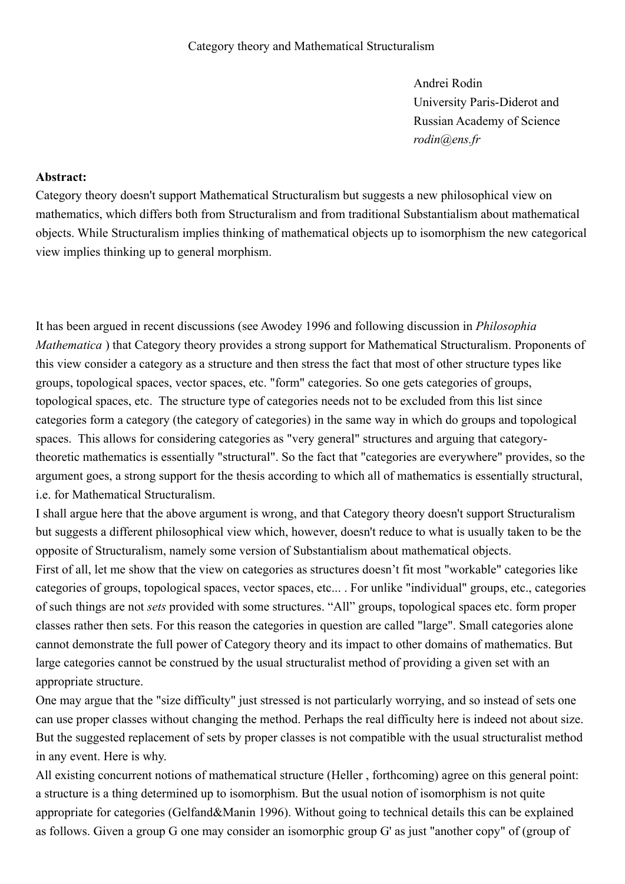# Category theory and Mathematical Structuralism

Andrei Rodin
University Paris-Diderot and
Russian Academy of Science
*rodin@ens.fr*

**Abstract:**
Category theory doesn't support Mathematical Structuralism but suggests a new philosophical view on mathematics, which differs both from Structuralism and from traditional Substantialism about mathematical objects. While Structuralism implies thinking of mathematical objects up to isomorphism the new categorical view implies thinking up to general morphism.

It has been argued in recent discussions (see Awodey 1996 and following discussion in *Philosophia Mathematica* ) that Category theory provides a strong support for Mathematical Structuralism. Proponents of this view consider a category as a structure and then stress the fact that most of other structure types like groups, topological spaces, vector spaces, etc. "form" categories. So one gets categories of groups, topological spaces, etc. The structure type of categories needs not to be excluded from this list since categories form a category (the category of categories) in the same way in which do groups and topological spaces. This allows for considering categories as "very general" structures and arguing that category-theoretic mathematics is essentially "structural". So the fact that "categories are everywhere" provides, so the argument goes, a strong support for the thesis according to which all of mathematics is essentially structural, i.e. for Mathematical Structuralism.

I shall argue here that the above argument is wrong, and that Category theory doesn't support Structuralism but suggests a different philosophical view which, however, doesn't reduce to what is usually taken to be the opposite of Structuralism, namely some version of Substantialism about mathematical objects.

First of all, let me show that the view on categories as structures doesn't fit most "workable" categories like categories of groups, topological spaces, vector spaces, etc... . For unlike "individual" groups, etc., categories of such things are not *sets* provided with some structures. "All" groups, topological spaces etc. form proper classes rather then sets. For this reason the categories in question are called "large". Small categories alone cannot demonstrate the full power of Category theory and its impact to other domains of mathematics. But large categories cannot be construed by the usual structuralist method of providing a given set with an appropriate structure.

One may argue that the "size difficulty" just stressed is not particularly worrying, and so instead of sets one can use proper classes without changing the method. Perhaps the real difficulty here is indeed not about size. But the suggested replacement of sets by proper classes is not compatible with the usual structuralist method in any event. Here is why.

All existing concurrent notions of mathematical structure (Heller , forthcoming) agree on this general point: a structure is a thing determined up to isomorphism. But the usual notion of isomorphism is not quite appropriate for categories (Gelfand&Manin 1996). Without going to technical details this can be explained as follows. Given a group G one may consider an isomorphic group G' as just "another copy" of (group of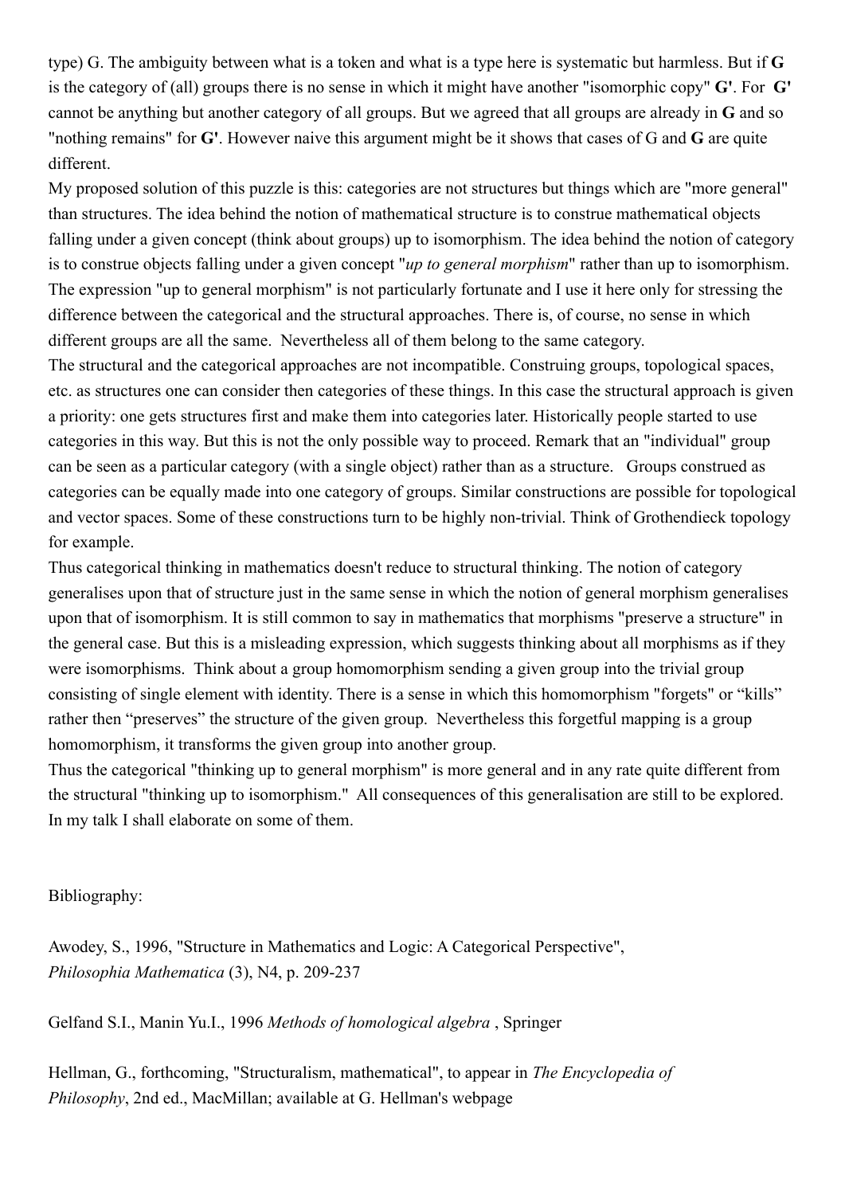type) G. The ambiguity between what is a token and what is a type here is systematic but harmless. But if **G** is the category of (all) groups there is no sense in which it might have another "isomorphic copy" **G'**. For **G'** cannot be anything but another category of all groups. But we agreed that all groups are already in **G** and so "nothing remains" for **G'**. However naive this argument might be it shows that cases of G and **G** are quite different.

My proposed solution of this puzzle is this: categories are not structures but things which are "more general" than structures. The idea behind the notion of mathematical structure is to construe mathematical objects falling under a given concept (think about groups) up to isomorphism. The idea behind the notion of category is to construe objects falling under a given concept "*up to general morphism*" rather than up to isomorphism. The expression "up to general morphism" is not particularly fortunate and I use it here only for stressing the difference between the categorical and the structural approaches. There is, of course, no sense in which different groups are all the same. Nevertheless all of them belong to the same category.

The structural and the categorical approaches are not incompatible. Construing groups, topological spaces, etc. as structures one can consider then categories of these things. In this case the structural approach is given a priority: one gets structures first and make them into categories later. Historically people started to use categories in this way. But this is not the only possible way to proceed. Remark that an "individual" group can be seen as a particular category (with a single object) rather than as a structure. Groups construed as categories can be equally made into one category of groups. Similar constructions are possible for topological and vector spaces. Some of these constructions turn to be highly non-trivial. Think of Grothendieck topology for example.

Thus categorical thinking in mathematics doesn't reduce to structural thinking. The notion of category generalises upon that of structure just in the same sense in which the notion of general morphism generalises upon that of isomorphism. It is still common to say in mathematics that morphisms "preserve a structure" in the general case. But this is a misleading expression, which suggests thinking about all morphisms as if they were isomorphisms. Think about a group homomorphism sending a given group into the trivial group consisting of single element with identity. There is a sense in which this homomorphism "forgets" or "kills" rather then "preserves" the structure of the given group. Nevertheless this forgetful mapping is a group homomorphism, it transforms the given group into another group.

Thus the categorical "thinking up to general morphism" is more general and in any rate quite different from the structural "thinking up to isomorphism." All consequences of this generalisation are still to be explored. In my talk I shall elaborate on some of them.

Bibliography:

Awodey, S., 1996, "Structure in Mathematics and Logic: A Categorical Perspective", *Philosophia Mathematica* (3), N4, p. 209-237

Gelfand S.I., Manin Yu.I., 1996 *Methods of homological algebra* , Springer

Hellman, G., forthcoming, "Structuralism, mathematical", to appear in *The Encyclopedia of Philosophy*, 2nd ed., MacMillan; available at G. Hellman's webpage